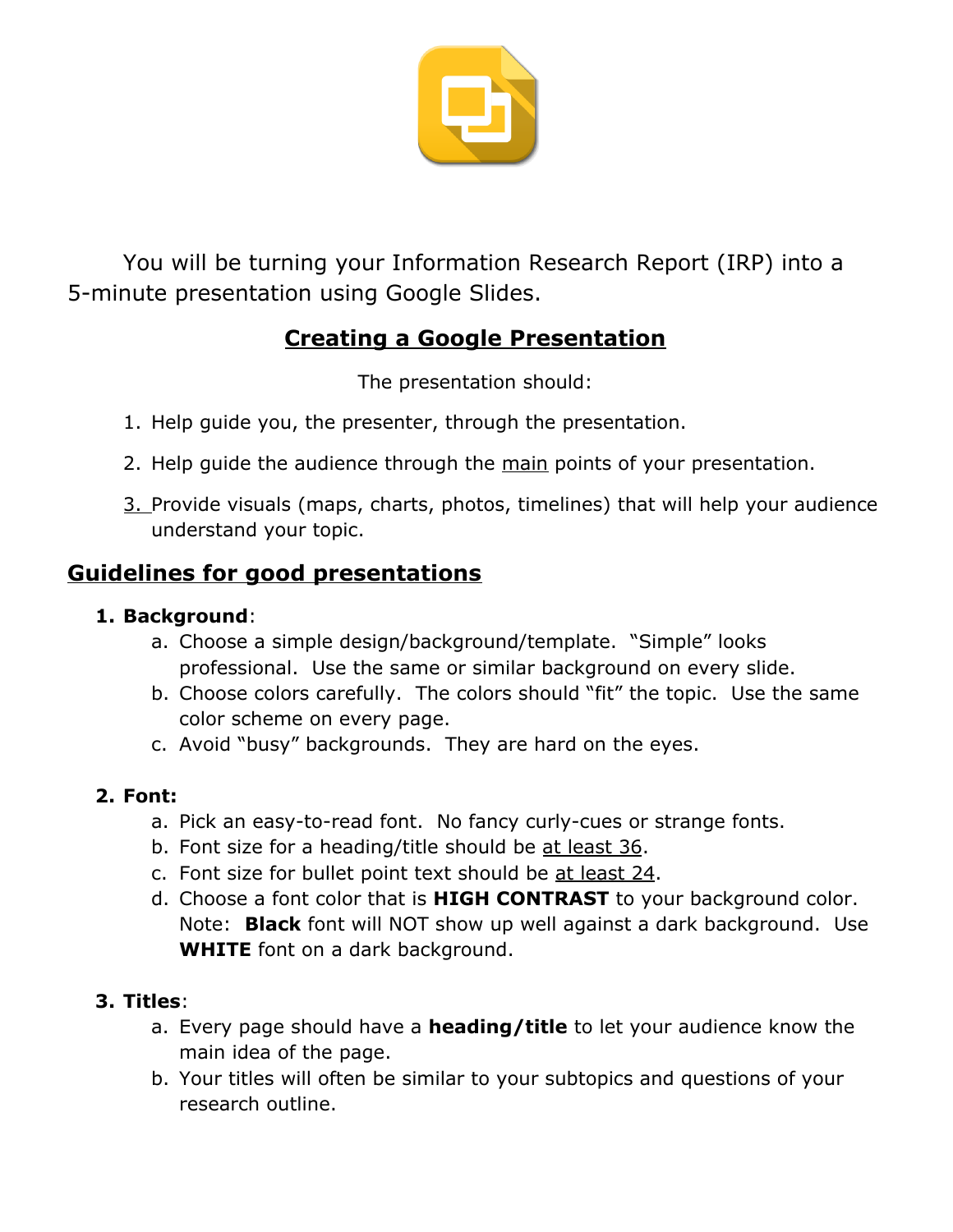You will be turning your Information Research Report (IRP) into a 5-minute presentation using Google Slides.

## Creating a Google Presentation

The presentation should:

1. Help guide you, the presenter, through the presentation.
2. Help guide the audience through the main points of your presentation.
3. Provide visuals (maps, charts, photos, timelines) that will help your audience understand your topic.

## Guidelines for good presentations

1. **Background**:
   a. Choose a simple design/background/template. "Simple" looks professional. Use the same or similar background on every slide.
   b. Choose colors carefully. The colors should "fit" the topic. Use the same color scheme on every page.
   c. Avoid "busy" backgrounds. They are hard on the eyes.

2. **Font:**
   a. Pick an easy-to-read font. No fancy curly-cues or strange fonts.
   b. Font size for a heading/title should be at least 36.
   c. Font size for bullet point text should be at least 24.
   d. Choose a font color that is **HIGH CONTRAST** to your background color. Note: **Black** font will NOT show up well against a dark background. Use **WHITE** font on a dark background.

3. **Titles**:
   a. Every page should have a **heading/title** to let your audience know the main idea of the page.
   b. Your titles will often be similar to your subtopics and questions of your research outline.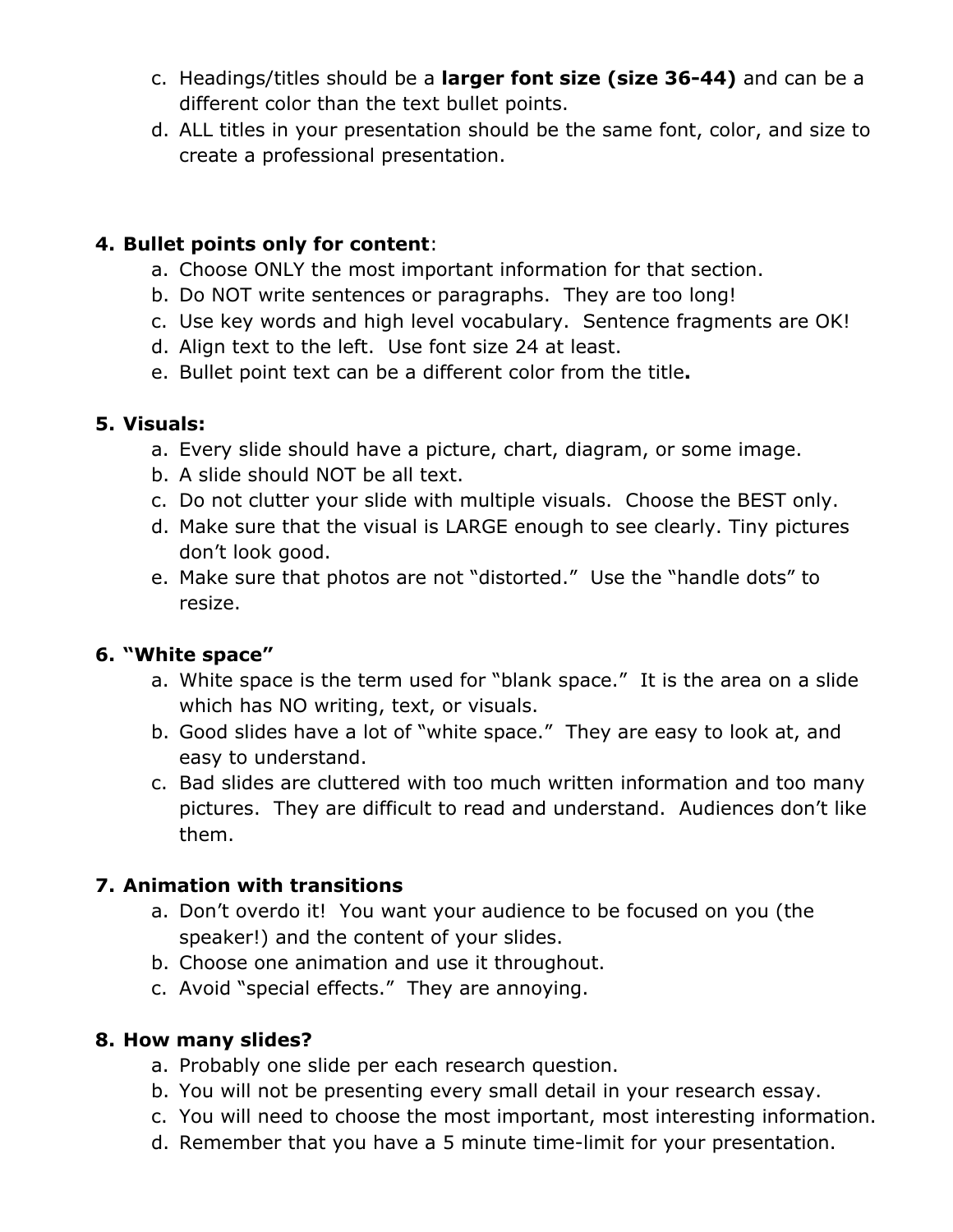c. Headings/titles should be a **larger font size (size 36-44)** and can be a different color than the text bullet points.
d. ALL titles in your presentation should be the same font, color, and size to create a professional presentation.

**4. Bullet points only for content**:

a. Choose ONLY the most important information for that section.
b. Do NOT write sentences or paragraphs. They are too long!
c. Use key words and high level vocabulary. Sentence fragments are OK!
d. Align text to the left. Use font size 24 at least.
e. Bullet point text can be a different color from the title**.**

**5. Visuals:**

a. Every slide should have a picture, chart, diagram, or some image.
b. A slide should NOT be all text.
c. Do not clutter your slide with multiple visuals. Choose the BEST only.
d. Make sure that the visual is LARGE enough to see clearly. Tiny pictures don't look good.
e. Make sure that photos are not "distorted." Use the "handle dots" to resize.

**6. "White space"**

a. White space is the term used for "blank space." It is the area on a slide which has NO writing, text, or visuals.
b. Good slides have a lot of "white space." They are easy to look at, and easy to understand.
c. Bad slides are cluttered with too much written information and too many pictures. They are difficult to read and understand. Audiences don't like them.

**7. Animation with transitions**

a. Don't overdo it! You want your audience to be focused on you (the speaker!) and the content of your slides.
b. Choose one animation and use it throughout.
c. Avoid "special effects." They are annoying.

**8. How many slides?**

a. Probably one slide per each research question.
b. You will not be presenting every small detail in your research essay.
c. You will need to choose the most important, most interesting information.
d. Remember that you have a 5 minute time-limit for your presentation.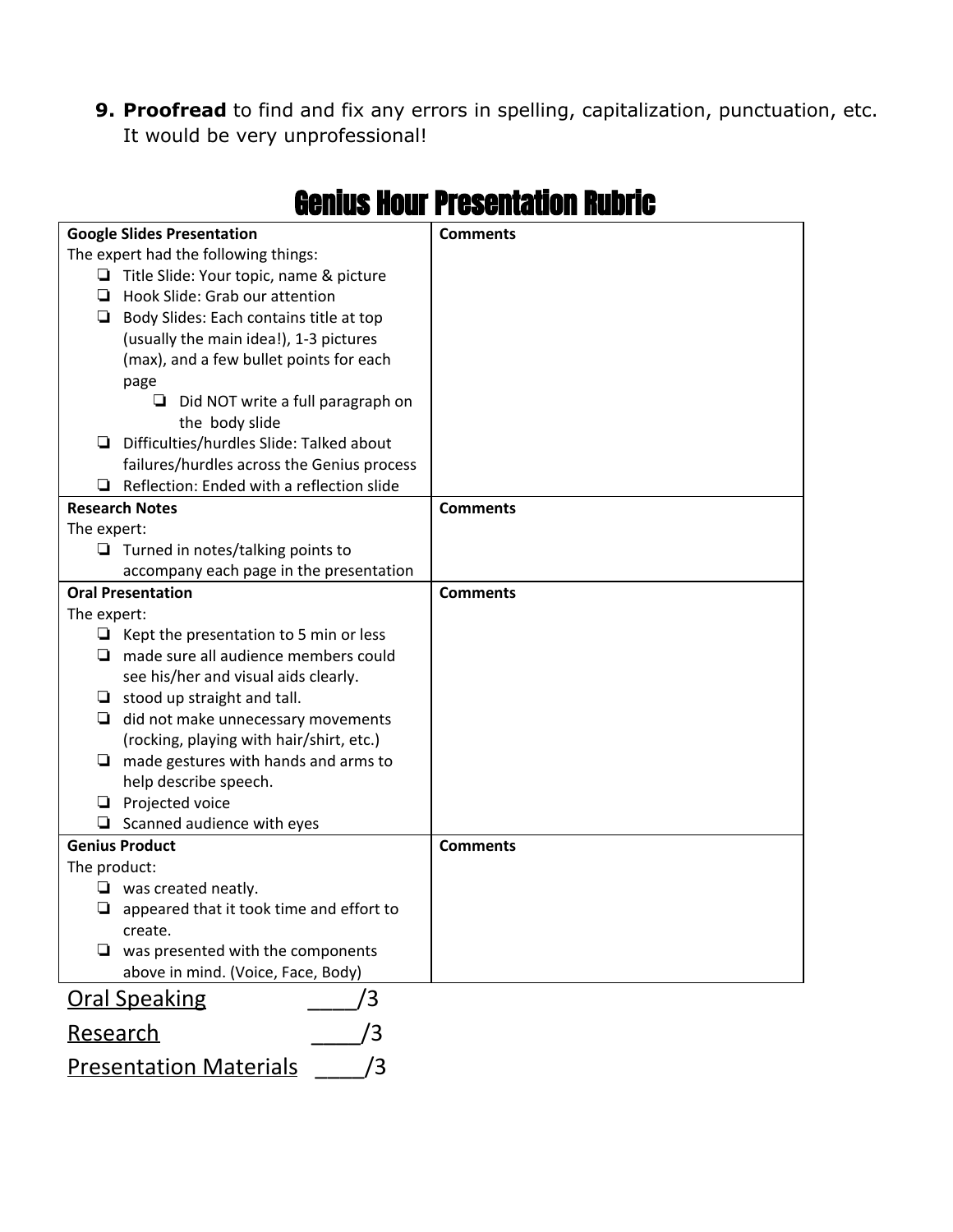9. **Proofread** to find and fix any errors in spelling, capitalization, punctuation, etc. It would be very unprofessional!

# Genius Hour Presentation Rubric

| | |
|---|---|
| **Google Slides Presentation**<br>The expert had the following things:<br>❏ Title Slide: Your topic, name & picture<br>❏ Hook Slide: Grab our attention<br>❏ Body Slides: Each contains title at top (usually the main idea!), 1-3 pictures (max), and a few bullet points for each page<br>&nbsp;&nbsp;&nbsp;&nbsp;❏ Did NOT write a full paragraph on the body slide<br>❏ Difficulties/hurdles Slide: Talked about failures/hurdles across the Genius process<br>❏ Reflection: Ended with a reflection slide | **Comments** |
| **Research Notes**<br>The expert:<br>❏ Turned in notes/talking points to accompany each page in the presentation | **Comments** |
| **Oral Presentation**<br>The expert:<br>❏ Kept the presentation to 5 min or less<br>❏ made sure all audience members could see his/her and visual aids clearly.<br>❏ stood up straight and tall.<br>❏ did not make unnecessary movements (rocking, playing with hair/shirt, etc.)<br>❏ made gestures with hands and arms to help describe speech.<br>❏ Projected voice<br>❏ Scanned audience with eyes | **Comments** |
| **Genius Product**<br>The product:<br>❏ was created neatly.<br>❏ appeared that it took time and effort to create.<br>❏ was presented with the components above in mind. (Voice, Face, Body) | **Comments** |

Oral Speaking \_\_\_\_/3

Research \_\_\_\_/3

Presentation Materials \_\_\_\_/3